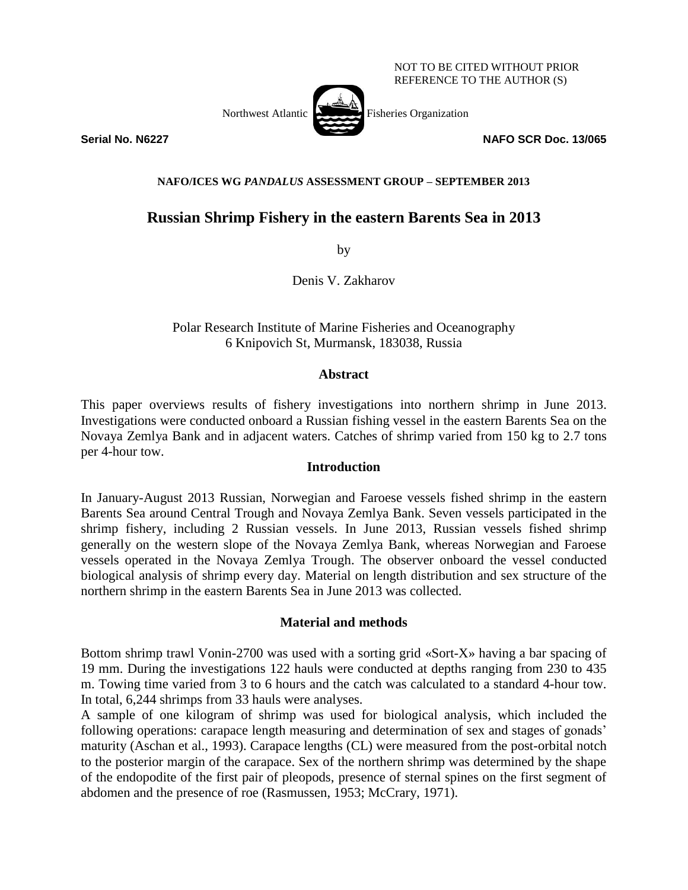NOT TO BE CITED WITHOUT PRIOR REFERENCE TO THE AUTHOR (S)

Northwest Atlantic Fisheries Organization

**Serial No. N6227** **NAFO SCR Doc. 13/065**

**NAFO/ICES WG *PANDALUS* ASSESSMENT GROUP – SEPTEMBER 2013**

# Russian Shrimp Fishery in the eastern Barents Sea in 2013

by

Denis V. Zakharov

Polar Research Institute of Marine Fisheries and Oceanography
6 Knipovich St, Murmansk, 183038, Russia

## Abstract

This paper overviews results of fishery investigations into northern shrimp in June 2013. Investigations were conducted onboard a Russian fishing vessel in the eastern Barents Sea on the Novaya Zemlya Bank and in adjacent waters. Catches of shrimp varied from 150 kg to 2.7 tons per 4-hour tow.

## Introduction

In January-August 2013 Russian, Norwegian and Faroese vessels fished shrimp in the eastern Barents Sea around Central Trough and Novaya Zemlya Bank. Seven vessels participated in the shrimp fishery, including 2 Russian vessels. In June 2013, Russian vessels fished shrimp generally on the western slope of the Novaya Zemlya Bank, whereas Norwegian and Faroese vessels operated in the Novaya Zemlya Trough. The observer onboard the vessel conducted biological analysis of shrimp every day. Material on length distribution and sex structure of the northern shrimp in the eastern Barents Sea in June 2013 was collected.

## Material and methods

Bottom shrimp trawl Vonin-2700 was used with a sorting grid «Sort-X» having a bar spacing of 19 mm. During the investigations 122 hauls were conducted at depths ranging from 230 to 435 m. Towing time varied from 3 to 6 hours and the catch was calculated to a standard 4-hour tow. In total, 6,244 shrimps from 33 hauls were analyses.

A sample of one kilogram of shrimp was used for biological analysis, which included the following operations: carapace length measuring and determination of sex and stages of gonads' maturity (Aschan et al., 1993). Carapace lengths (CL) were measured from the post-orbital notch to the posterior margin of the carapace. Sex of the northern shrimp was determined by the shape of the endopodite of the first pair of pleopods, presence of sternal spines on the first segment of abdomen and the presence of roe (Rasmussen, 1953; McCrary, 1971).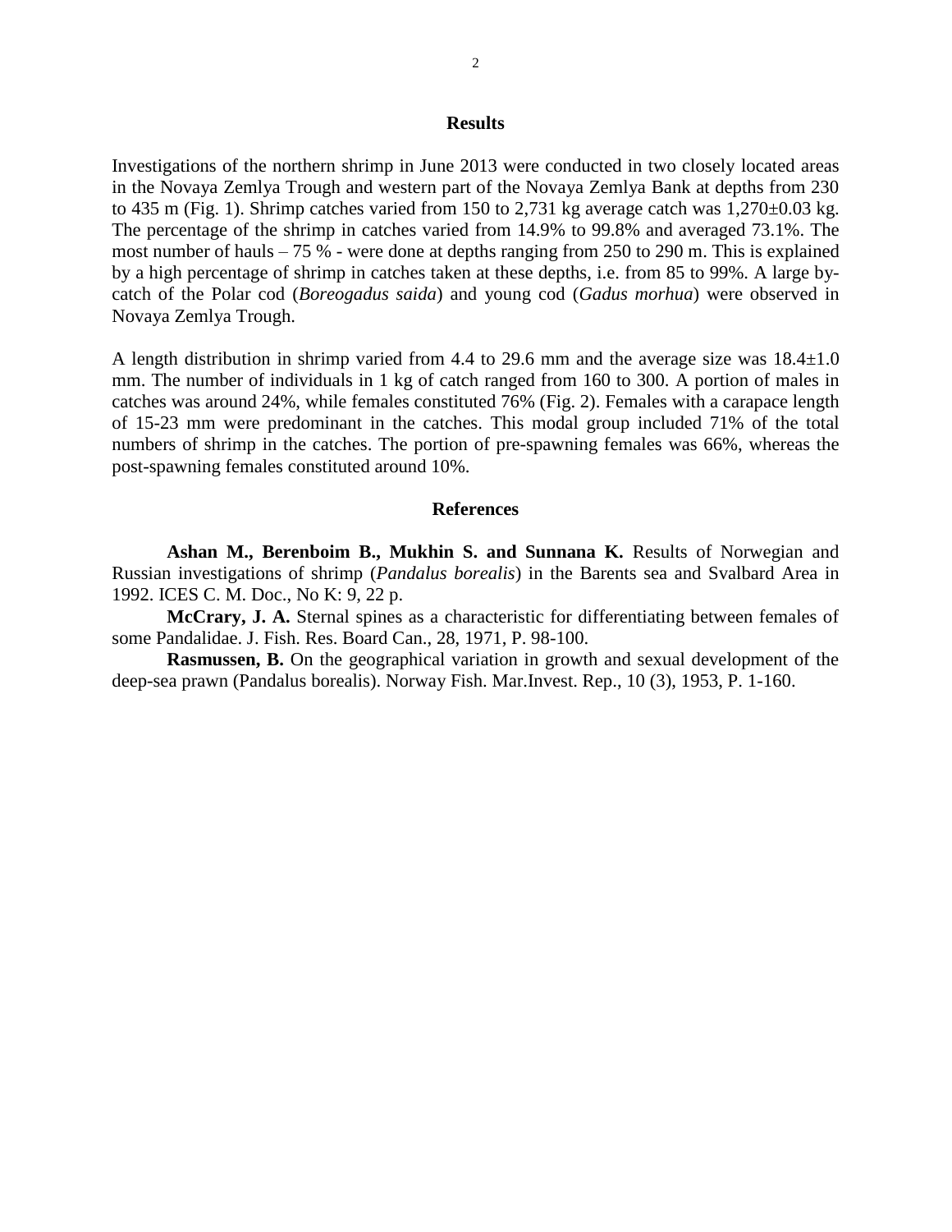## Results

Investigations of the northern shrimp in June 2013 were conducted in two closely located areas in the Novaya Zemlya Trough and western part of the Novaya Zemlya Bank at depths from 230 to 435 m (Fig. 1). Shrimp catches varied from 150 to 2,731 kg average catch was 1,270±0.03 kg. The percentage of the shrimp in catches varied from 14.9% to 99.8% and averaged 73.1%. The most number of hauls – 75 % - were done at depths ranging from 250 to 290 m. This is explained by a high percentage of shrimp in catches taken at these depths, i.e. from 85 to 99%. A large by-catch of the Polar cod (*Boreogadus saida*) and young cod (*Gadus morhua*) were observed in Novaya Zemlya Trough.

A length distribution in shrimp varied from 4.4 to 29.6 mm and the average size was 18.4±1.0 mm. The number of individuals in 1 kg of catch ranged from 160 to 300. A portion of males in catches was around 24%, while females constituted 76% (Fig. 2). Females with a carapace length of 15-23 mm were predominant in the catches. This modal group included 71% of the total numbers of shrimp in the catches. The portion of pre-spawning females was 66%, whereas the post-spawning females constituted around 10%.

## References

**Ashan M., Berenboim B., Mukhin S. and Sunnana K.** Results of Norwegian and Russian investigations of shrimp (*Pandalus borealis*) in the Barents sea and Svalbard Area in 1992. ICES C. M. Doc., No K: 9, 22 p.

**McCrary, J. A.** Sternal spines as a characteristic for differentiating between females of some Pandalidae. J. Fish. Res. Board Can., 28, 1971, P. 98-100.

**Rasmussen, B.** On the geographical variation in growth and sexual development of the deep-sea prawn (Pandalus borealis). Norway Fish. Mar.Invest. Rep., 10 (3), 1953, P. 1-160.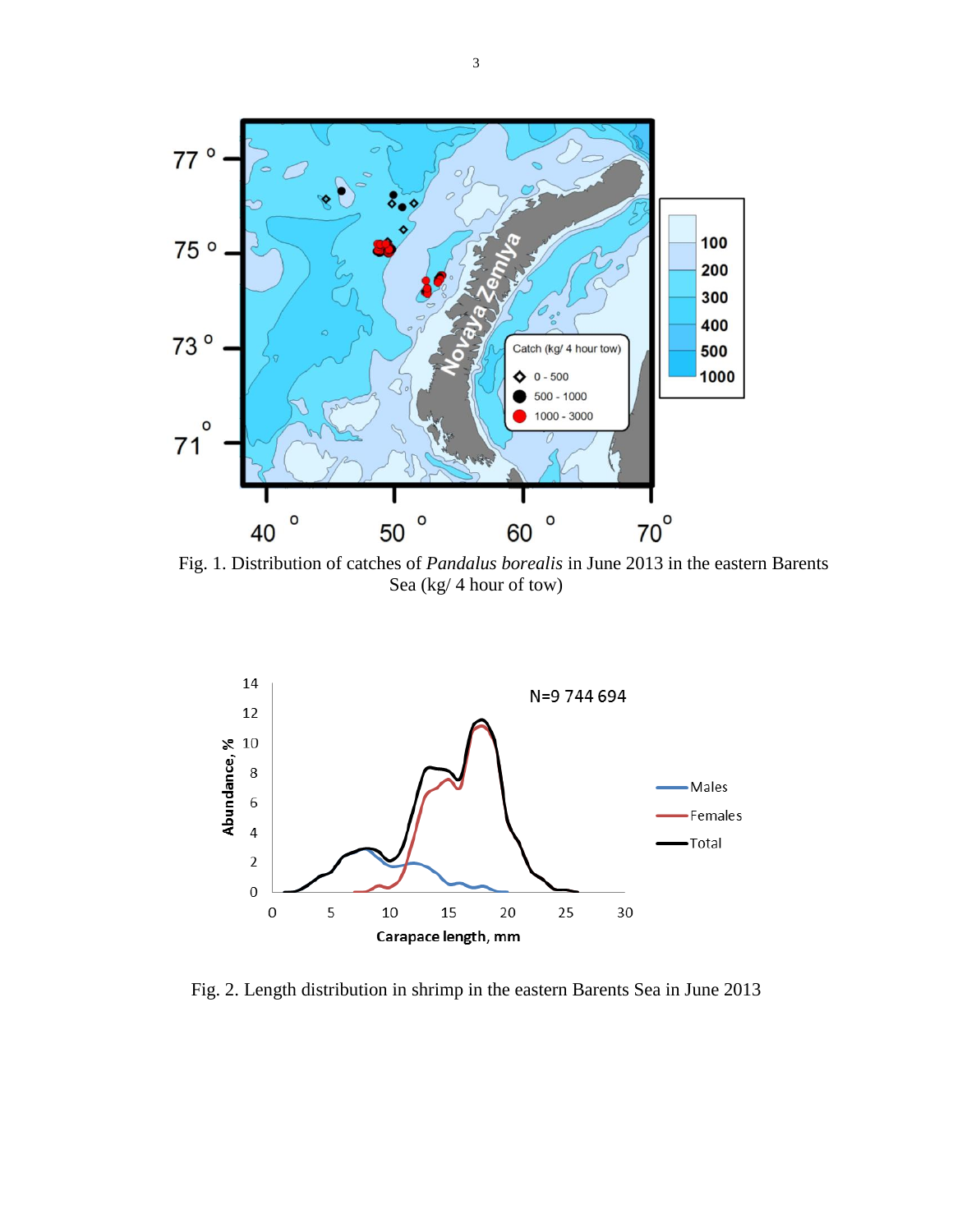77 °
75 °
73 °
71 °
40 °
50 °
60 °
70 °

Novaya Zemlya

Catch (kg/ 4 hour tow)
0 - 500
500 - 1000
1000 - 3000

100
200
300
400
500
1000

Fig. 1. Distribution of catches of *Pandalus borealis* in June 2013 in the eastern Barents Sea (kg/ 4 hour of tow)

N=9 744 694

Abundance, %

0
2
4
6
8
10
12
14

0
5
10
15
20
25
30

Carapace length, mm

Males
Females
Total

Fig. 2. Length distribution in shrimp in the eastern Barents Sea in June 2013